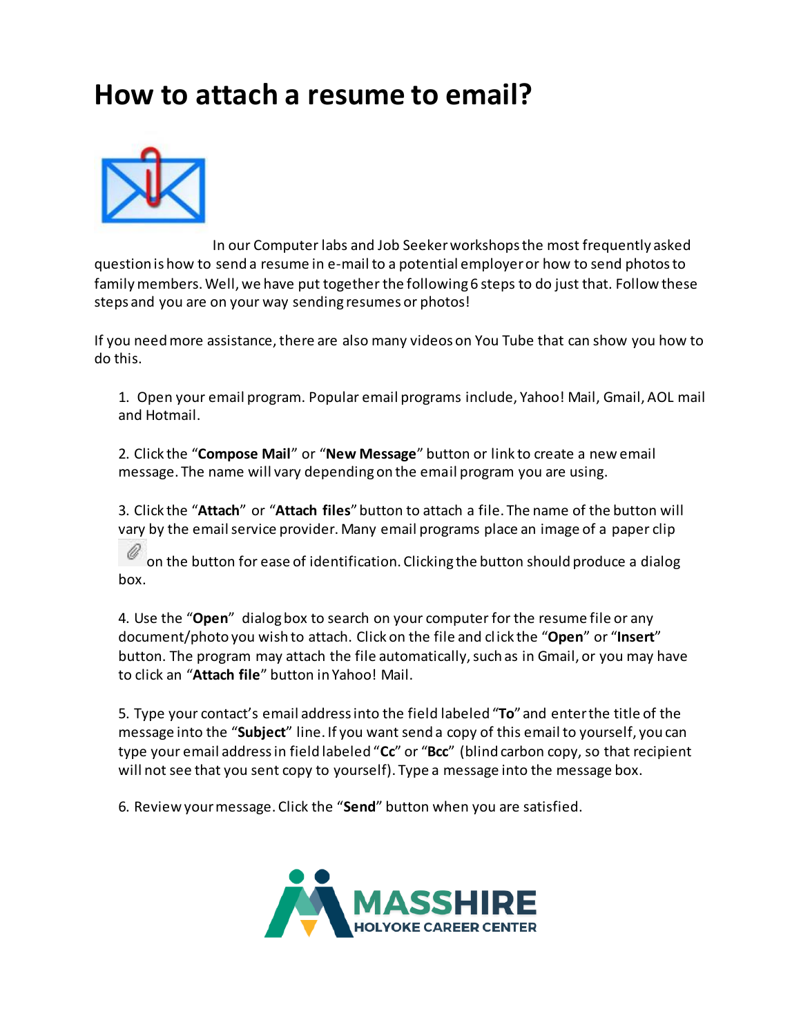# How to attach a resume to email?

In our Computer labs and Job Seeker workshops the most frequently asked question is how to send a resume in e-mail to a potential employer or how to send photos to family members. Well, we have put together the following 6 steps to do just that. Follow these steps and you are on your way sending resumes or photos!

If you need more assistance, there are also many videos on You Tube that can show you how to do this.

1. Open your email program. Popular email programs include, Yahoo! Mail, Gmail, AOL mail and Hotmail.

2. Click the "**Compose Mail**" or "**New Message**" button or link to create a new email message. The name will vary depending on the email program you are using.

3. Click the "**Attach**" or "**Attach files**" button to attach a file. The name of the button will vary by the email service provider. Many email programs place an image of a paper clip on the button for ease of identification. Clicking the button should produce a dialog box.

4. Use the "**Open**" dialog box to search on your computer for the resume file or any document/photo you wish to attach. Click on the file and click the "**Open**" or "**Insert**" button. The program may attach the file automatically, such as in Gmail, or you may have to click an "**Attach file**" button in Yahoo! Mail.

5. Type your contact's email address into the field labeled "**To**" and enter the title of the message into the "**Subject**" line. If you want send a copy of this email to yourself, you can type your email address in field labeled "**Cc**" or "**Bcc**" (blind carbon copy, so that recipient will not see that you sent copy to yourself). Type a message into the message box.

6. Review your message. Click the "**Send**" button when you are satisfied.

MASSHIRE
HOLYOKE CAREER CENTER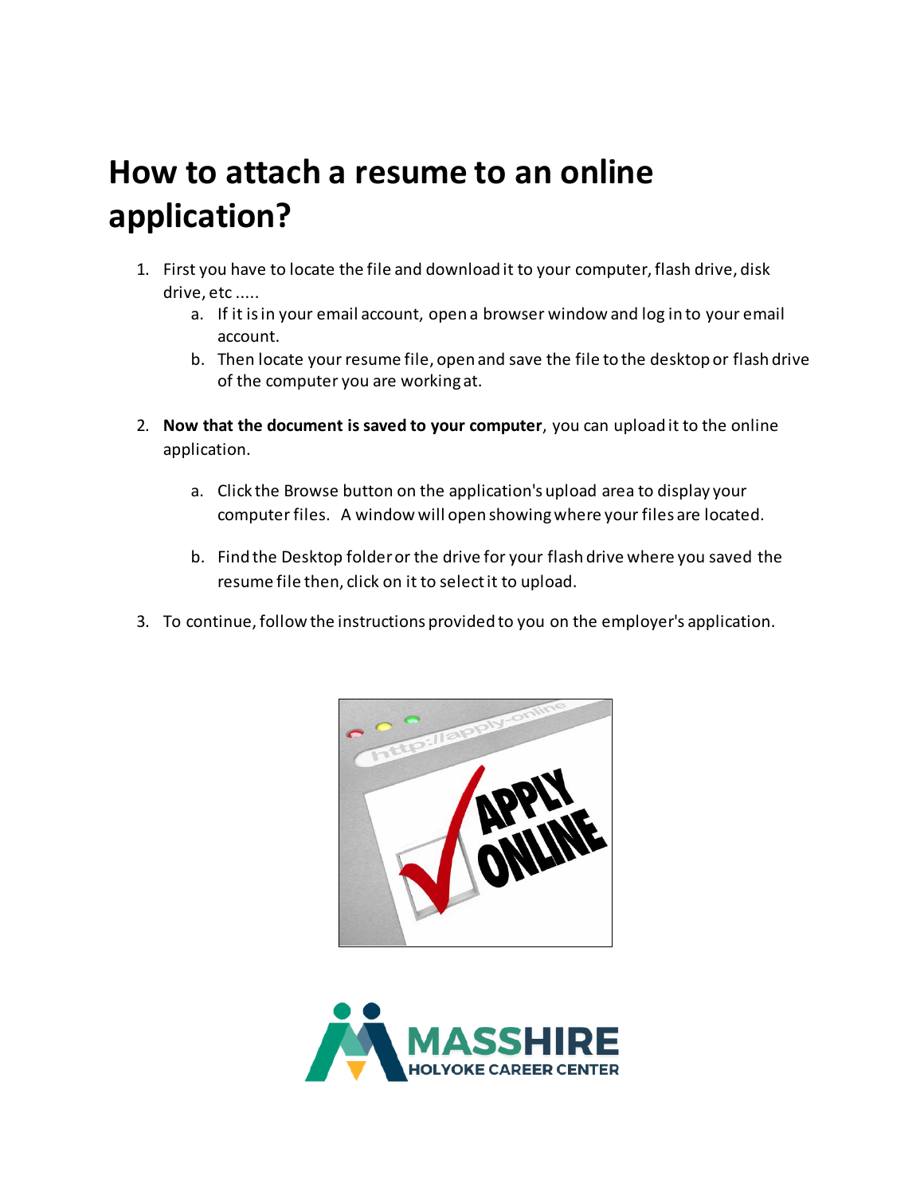# How to attach a resume to an online application?

1. First you have to locate the file and download it to your computer, flash drive, disk drive, etc .....
   a. If it is in your email account, open a browser window and log in to your email account.
   b. Then locate your resume file, open and save the file to the desktop or flash drive of the computer you are working at.
2. **Now that the document is saved to your computer**, you can upload it to the online application.
   a. Click the Browse button on the application's upload area to display your computer files. A window will open showing where your files are located.
   b. Find the Desktop folder or the drive for your flash drive where you saved the resume file then, click on it to select it to upload.
3. To continue, follow the instructions provided to you on the employer's application.

MASSHIRE
HOLYOKE CAREER CENTER